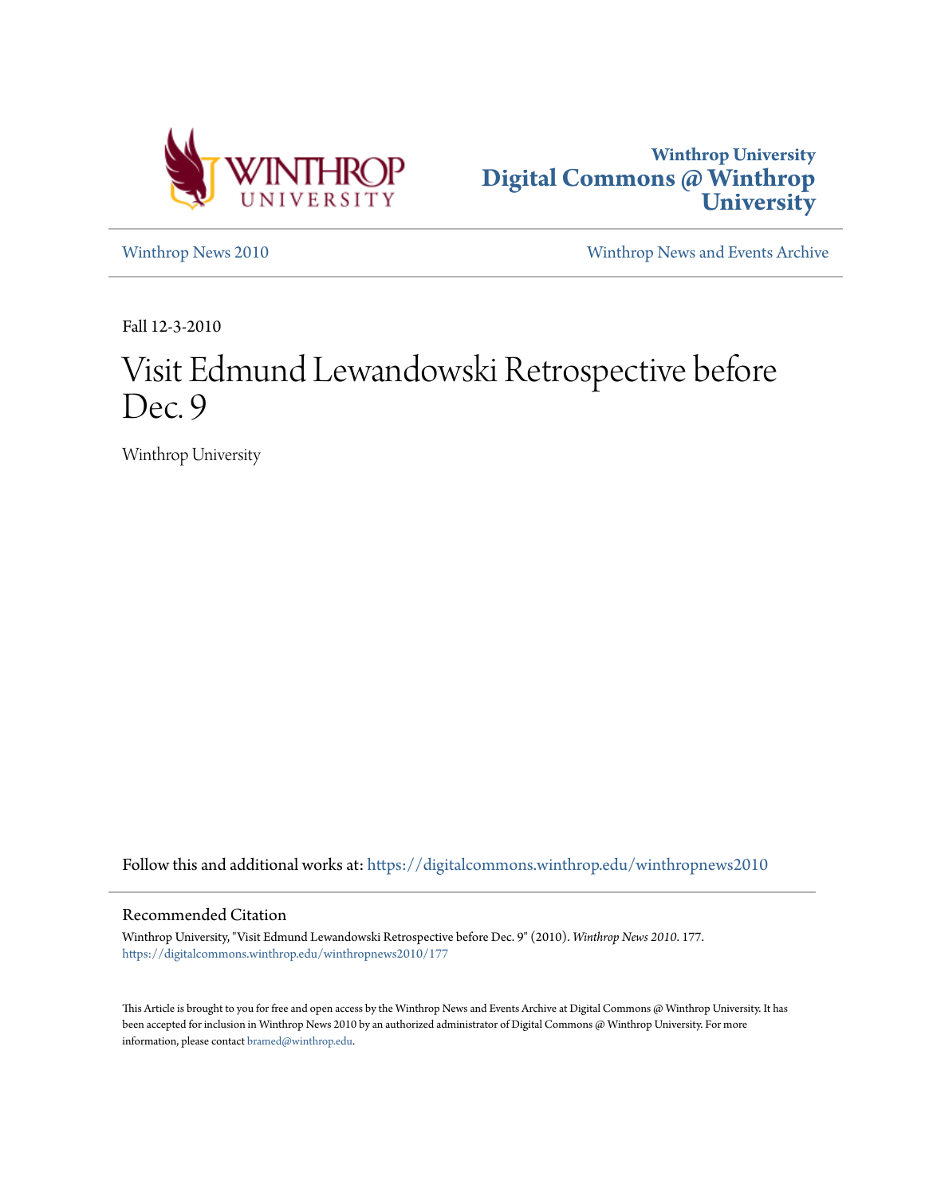Winthrop University
# Digital Commons @ Winthrop University

Winthrop News 2010

Winthrop News and Events Archive

Fall 12-3-2010

# Visit Edmund Lewandowski Retrospective before Dec. 9

Winthrop University

Follow this and additional works at: https://digitalcommons.winthrop.edu/winthropnews2010

## Recommended Citation

Winthrop University, "Visit Edmund Lewandowski Retrospective before Dec. 9" (2010). *Winthrop News 2010*. 177.
https://digitalcommons.winthrop.edu/winthropnews2010/177

This Article is brought to you for free and open access by the Winthrop News and Events Archive at Digital Commons @ Winthrop University. It has been accepted for inclusion in Winthrop News 2010 by an authorized administrator of Digital Commons @ Winthrop University. For more information, please contact bramed@winthrop.edu.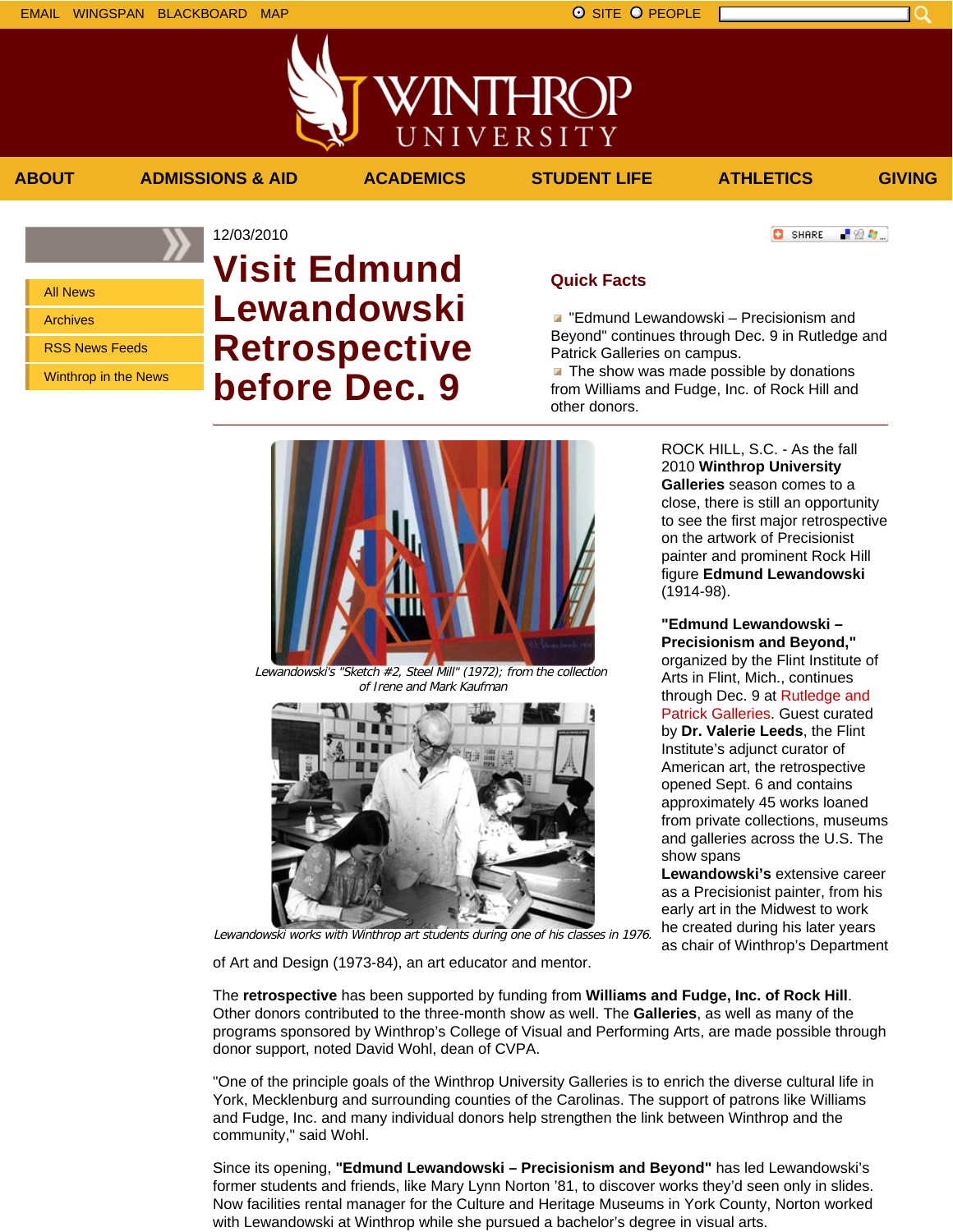EMAIL WINGSPAN BLACKBOARD MAP

SITE PEOPLE

ABOUT ADMISSIONS & AID ACADEMICS STUDENT LIFE ATHLETICS GIVING

- All News
- Archives
- RSS News Feeds
- Winthrop in the News

12/03/2010

# Visit Edmund Lewandowski Retrospective before Dec. 9

## Quick Facts

- "Edmund Lewandowski – Precisionism and Beyond" continues through Dec. 9 in Rutledge and Patrick Galleries on campus.
- The show was made possible by donations from Williams and Fudge, Inc. of Rock Hill and other donors.

*Lewandowski's "Sketch #2, Steel Mill" (1972); from the collection of Irene and Mark Kaufman*

*Lewandowski works with Winthrop art students during one of his classes in 1976.*

ROCK HILL, S.C. - As the fall 2010 **Winthrop University Galleries** season comes to a close, there is still an opportunity to see the first major retrospective on the artwork of Precisionist painter and prominent Rock Hill figure **Edmund Lewandowski** (1914-98).

**"Edmund Lewandowski – Precisionism and Beyond,"** organized by the Flint Institute of Arts in Flint, Mich., continues through Dec. 9 at Rutledge and Patrick Galleries. Guest curated by **Dr. Valerie Leeds**, the Flint Institute's adjunct curator of American art, the retrospective opened Sept. 6 and contains approximately 45 works loaned from private collections, museums and galleries across the U.S. The show spans **Lewandowski's** extensive career as a Precisionist painter, from his early art in the Midwest to work he created during his later years as chair of Winthrop's Department of Art and Design (1973-84), an art educator and mentor.

The **retrospective** has been supported by funding from **Williams and Fudge, Inc. of Rock Hill**. Other donors contributed to the three-month show as well. The **Galleries**, as well as many of the programs sponsored by Winthrop's College of Visual and Performing Arts, are made possible through donor support, noted David Wohl, dean of CVPA.

"One of the principle goals of the Winthrop University Galleries is to enrich the diverse cultural life in York, Mecklenburg and surrounding counties of the Carolinas. The support of patrons like Williams and Fudge, Inc. and many individual donors help strengthen the link between Winthrop and the community," said Wohl.

Since its opening, **"Edmund Lewandowski – Precisionism and Beyond"** has led Lewandowski's former students and friends, like Mary Lynn Norton '81, to discover works they'd seen only in slides. Now facilities rental manager for the Culture and Heritage Museums in York County, Norton worked with Lewandowski at Winthrop while she pursued a bachelor's degree in visual arts.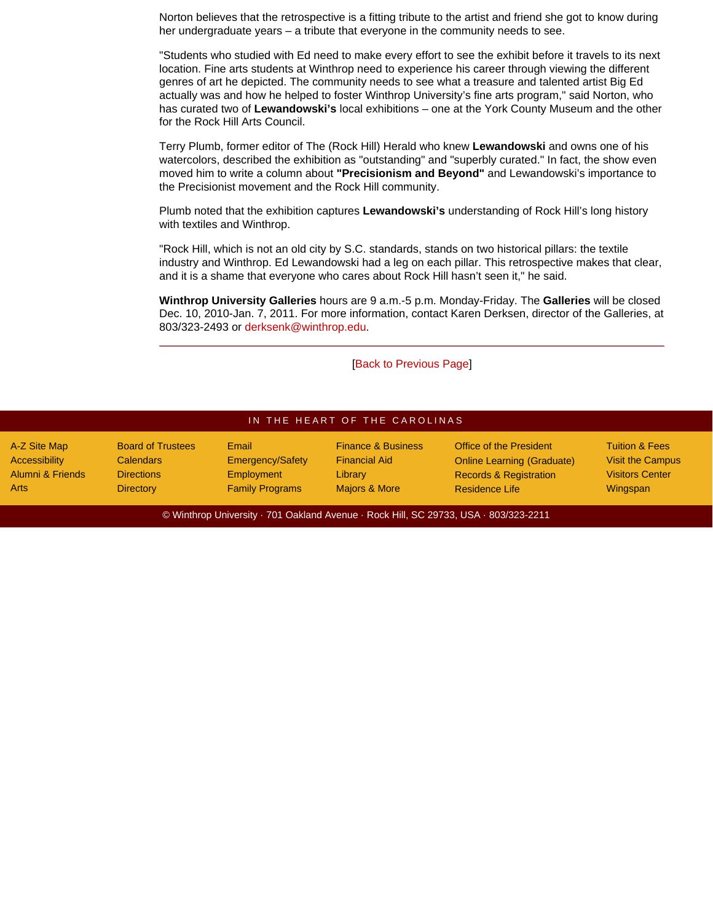Norton believes that the retrospective is a fitting tribute to the artist and friend she got to know during her undergraduate years – a tribute that everyone in the community needs to see.

"Students who studied with Ed need to make every effort to see the exhibit before it travels to its next location. Fine arts students at Winthrop need to experience his career through viewing the different genres of art he depicted. The community needs to see what a treasure and talented artist Big Ed actually was and how he helped to foster Winthrop University's fine arts program," said Norton, who has curated two of **Lewandowski's** local exhibitions – one at the York County Museum and the other for the Rock Hill Arts Council.

Terry Plumb, former editor of The (Rock Hill) Herald who knew **Lewandowski** and owns one of his watercolors, described the exhibition as "outstanding" and "superbly curated." In fact, the show even moved him to write a column about **"Precisionism and Beyond"** and Lewandowski's importance to the Precisionist movement and the Rock Hill community.

Plumb noted that the exhibition captures **Lewandowski's** understanding of Rock Hill's long history with textiles and Winthrop.

"Rock Hill, which is not an old city by S.C. standards, stands on two historical pillars: the textile industry and Winthrop. Ed Lewandowski had a leg on each pillar. This retrospective makes that clear, and it is a shame that everyone who cares about Rock Hill hasn't seen it," he said.

**Winthrop University Galleries** hours are 9 a.m.-5 p.m. Monday-Friday. The **Galleries** will be closed Dec. 10, 2010-Jan. 7, 2011. For more information, contact Karen Derksen, director of the Galleries, at 803/323-2493 or derksenk@winthrop.edu.

---

[Back to Previous Page]

IN THE HEART OF THE CAROLINAS

A-Z Site Map
Accessibility
Alumni & Friends
Arts
Board of Trustees
Calendars
Directions
Directory
Email
Emergency/Safety
Employment
Family Programs
Finance & Business
Financial Aid
Library
Majors & More
Office of the President
Online Learning (Graduate)
Records & Registration
Residence Life
Tuition & Fees
Visit the Campus
Visitors Center
Wingspan

© Winthrop University · 701 Oakland Avenue · Rock Hill, SC 29733, USA · 803/323-2211